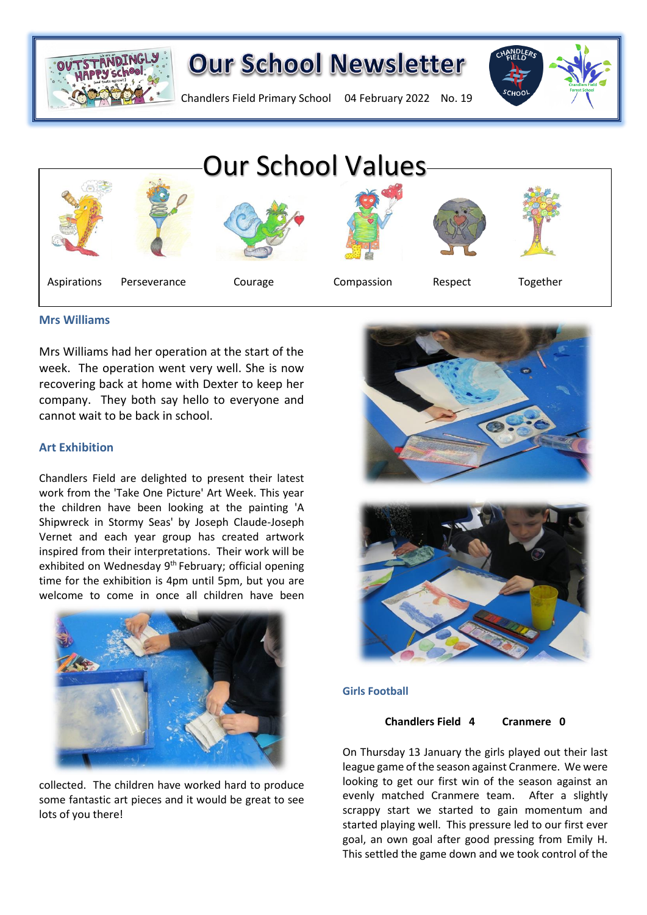# Our School Newsletter

Chandlers Field Primary School 04 February 2022 No. 19

## Our School Values

Aspirations Perseverance Courage Compassion Respect Together

### Mrs Williams

Mrs Williams had her operation at the start of the week. The operation went very well. She is now recovering back at home with Dexter to keep her company. They both say hello to everyone and cannot wait to be back in school.

### Art Exhibition

Chandlers Field are delighted to present their latest work from the 'Take One Picture' Art Week. This year the children have been looking at the painting 'A Shipwreck in Stormy Seas' by Joseph Claude-Joseph Vernet and each year group has created artwork inspired from their interpretations. Their work will be exhibited on Wednesday 9th February; official opening time for the exhibition is 4pm until 5pm, but you are welcome to come in once all children have been collected. The children have worked hard to produce some fantastic art pieces and it would be great to see lots of you there!

### Girls Football

**Chandlers Field 4 Cranmere 0**

On Thursday 13 January the girls played out their last league game of the season against Cranmere. We were looking to get our first win of the season against an evenly matched Cranmere team. After a slightly scrappy start we started to gain momentum and started playing well. This pressure led to our first ever goal, an own goal after good pressing from Emily H. This settled the game down and we took control of the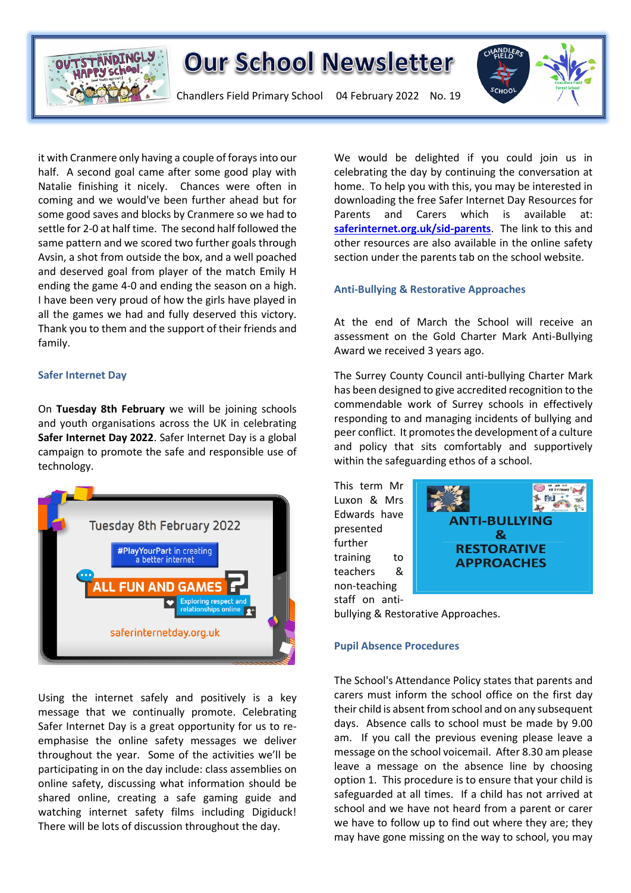it with Cranmere only having a couple of forays into our half. A second goal came after some good play with Natalie finishing it nicely. Chances were often in coming and we would've been further ahead but for some good saves and blocks by Cranmere so we had to settle for 2-0 at half time. The second half followed the same pattern and we scored two further goals through Avsin, a shot from outside the box, and a well poached and deserved goal from player of the match Emily H ending the game 4-0 and ending the season on a high. I have been very proud of how the girls have played in all the games we had and fully deserved this victory. Thank you to them and the support of their friends and family.

### Safer Internet Day

On **Tuesday 8th February** we will be joining schools and youth organisations across the UK in celebrating **Safer Internet Day 2022**. Safer Internet Day is a global campaign to promote the safe and responsible use of technology.

Using the internet safely and positively is a key message that we continually promote. Celebrating Safer Internet Day is a great opportunity for us to re-emphasise the online safety messages we deliver throughout the year. Some of the activities we'll be participating in on the day include: class assemblies on online safety, discussing what information should be shared online, creating a safe gaming guide and watching internet safety films including Digiduck! There will be lots of discussion throughout the day.

We would be delighted if you could join us in celebrating the day by continuing the conversation at home. To help you with this, you may be interested in downloading the free Safer Internet Day Resources for Parents and Carers which is available at: **saferinternet.org.uk/sid-parents**. The link to this and other resources are also available in the online safety section under the parents tab on the school website.

### Anti-Bullying & Restorative Approaches

At the end of March the School will receive an assessment on the Gold Charter Mark Anti-Bullying Award we received 3 years ago.

The Surrey County Council anti-bullying Charter Mark has been designed to give accredited recognition to the commendable work of Surrey schools in effectively responding to and managing incidents of bullying and peer conflict. It promotes the development of a culture and policy that sits comfortably and supportively within the safeguarding ethos of a school.

This term Mr Luxon & Mrs Edwards have presented further training to teachers & non-teaching staff on anti-bullying & Restorative Approaches.

### Pupil Absence Procedures

The School's Attendance Policy states that parents and carers must inform the school office on the first day their child is absent from school and on any subsequent days. Absence calls to school must be made by 9.00 am. If you call the previous evening please leave a message on the school voicemail. After 8.30 am please leave a message on the absence line by choosing option 1. This procedure is to ensure that your child is safeguarded at all times. If a child has not arrived at school and we have not heard from a parent or carer we have to follow up to find out where they are; they may have gone missing on the way to school, you may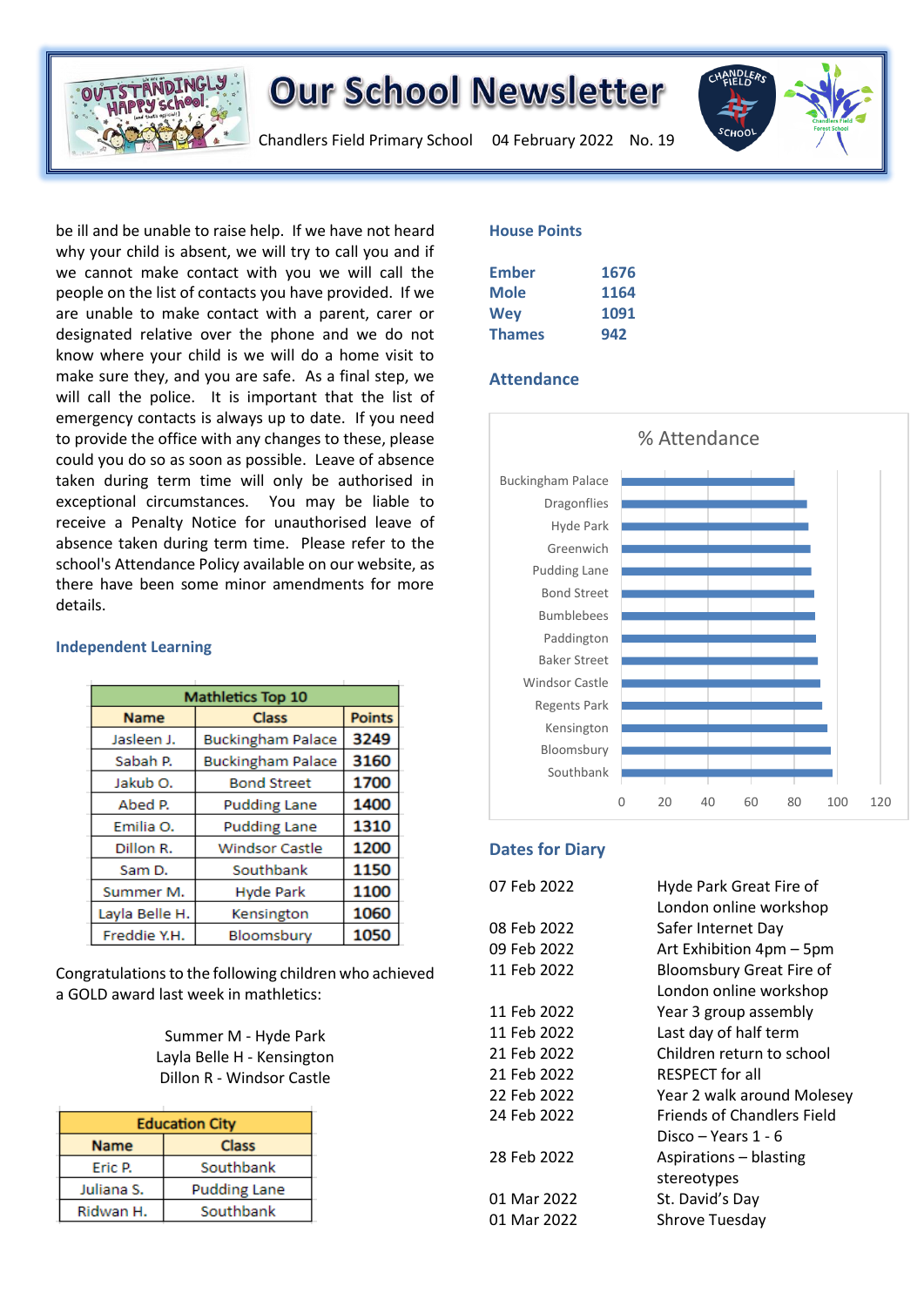be ill and be unable to raise help. If we have not heard why your child is absent, we will try to call you and if we cannot make contact with you we will call the people on the list of contacts you have provided. If we are unable to make contact with a parent, carer or designated relative over the phone and we do not know where your child is we will do a home visit to make sure they, and you are safe. As a final step, we will call the police. It is important that the list of emergency contacts is always up to date. If you need to provide the office with any changes to these, please could you do so as soon as possible. Leave of absence taken during term time will only be authorised in exceptional circumstances. You may be liable to receive a Penalty Notice for unauthorised leave of absence taken during term time. Please refer to the school's Attendance Policy available on our website, as there have been some minor amendments for more details.

## Independent Learning

| Mathletics Top 10 | | |
|---|---|---|
| **Name** | **Class** | **Points** |
| Jasleen J. | Buckingham Palace | 3249 |
| Sabah P. | Buckingham Palace | 3160 |
| Jakub O. | Bond Street | 1700 |
| Abed P. | Pudding Lane | 1400 |
| Emilia O. | Pudding Lane | 1310 |
| Dillon R. | Windsor Castle | 1200 |
| Sam D. | Southbank | 1150 |
| Summer M. | Hyde Park | 1100 |
| Layla Belle H. | Kensington | 1060 |
| Freddie Y.H. | Bloomsbury | 1050 |

Congratulations to the following children who achieved a GOLD award last week in mathletics:

Summer M - Hyde Park
Layla Belle H - Kensington
Dillon R - Windsor Castle

| Education City | |
|---|---|
| **Name** | **Class** |
| Eric P. | Southbank |
| Juliana S. | Pudding Lane |
| Ridwan H. | Southbank |

## House Points

| | |
|---|---|
| **Ember** | **1676** |
| **Mole** | **1164** |
| **Wey** | **1091** |
| **Thames** | **942** |

## Attendance

% Attendance

Buckingham Palace, Dragonflies, Hyde Park, Greenwich, Pudding Lane, Bond Street, Bumblebees, Paddington, Baker Street, Windsor Castle, Regents Park, Kensington, Bloomsbury, Southbank

0 20 40 60 80 100 120

## Dates for Diary

| | |
|---|---|
| 07 Feb 2022 | Hyde Park Great Fire of London online workshop |
| 08 Feb 2022 | Safer Internet Day |
| 09 Feb 2022 | Art Exhibition 4pm – 5pm |
| 11 Feb 2022 | Bloomsbury Great Fire of London online workshop |
| 11 Feb 2022 | Year 3 group assembly |
| 11 Feb 2022 | Last day of half term |
| 21 Feb 2022 | Children return to school |
| 21 Feb 2022 | RESPECT for all |
| 22 Feb 2022 | Year 2 walk around Molesey |
| 24 Feb 2022 | Friends of Chandlers Field Disco – Years 1 - 6 |
| 28 Feb 2022 | Aspirations – blasting stereotypes |
| 01 Mar 2022 | St. David's Day |
| 01 Mar 2022 | Shrove Tuesday |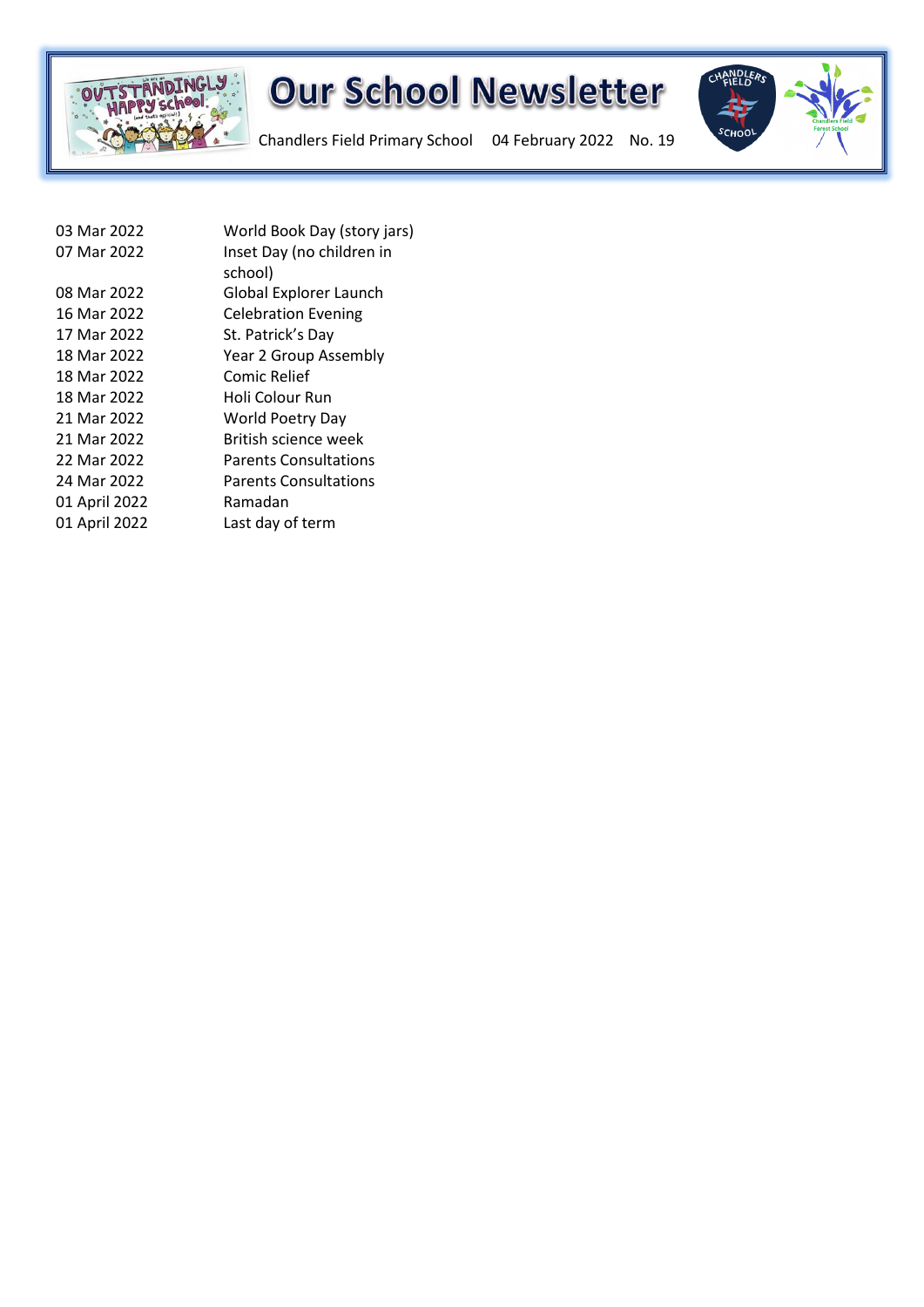| | |
|---|---|
| 03 Mar 2022 | World Book Day (story jars) |
| 07 Mar 2022 | Inset Day (no children in school) |
| 08 Mar 2022 | Global Explorer Launch |
| 16 Mar 2022 | Celebration Evening |
| 17 Mar 2022 | St. Patrick's Day |
| 18 Mar 2022 | Year 2 Group Assembly |
| 18 Mar 2022 | Comic Relief |
| 18 Mar 2022 | Holi Colour Run |
| 21 Mar 2022 | World Poetry Day |
| 21 Mar 2022 | British science week |
| 22 Mar 2022 | Parents Consultations |
| 24 Mar 2022 | Parents Consultations |
| 01 April 2022 | Ramadan |
| 01 April 2022 | Last day of term |